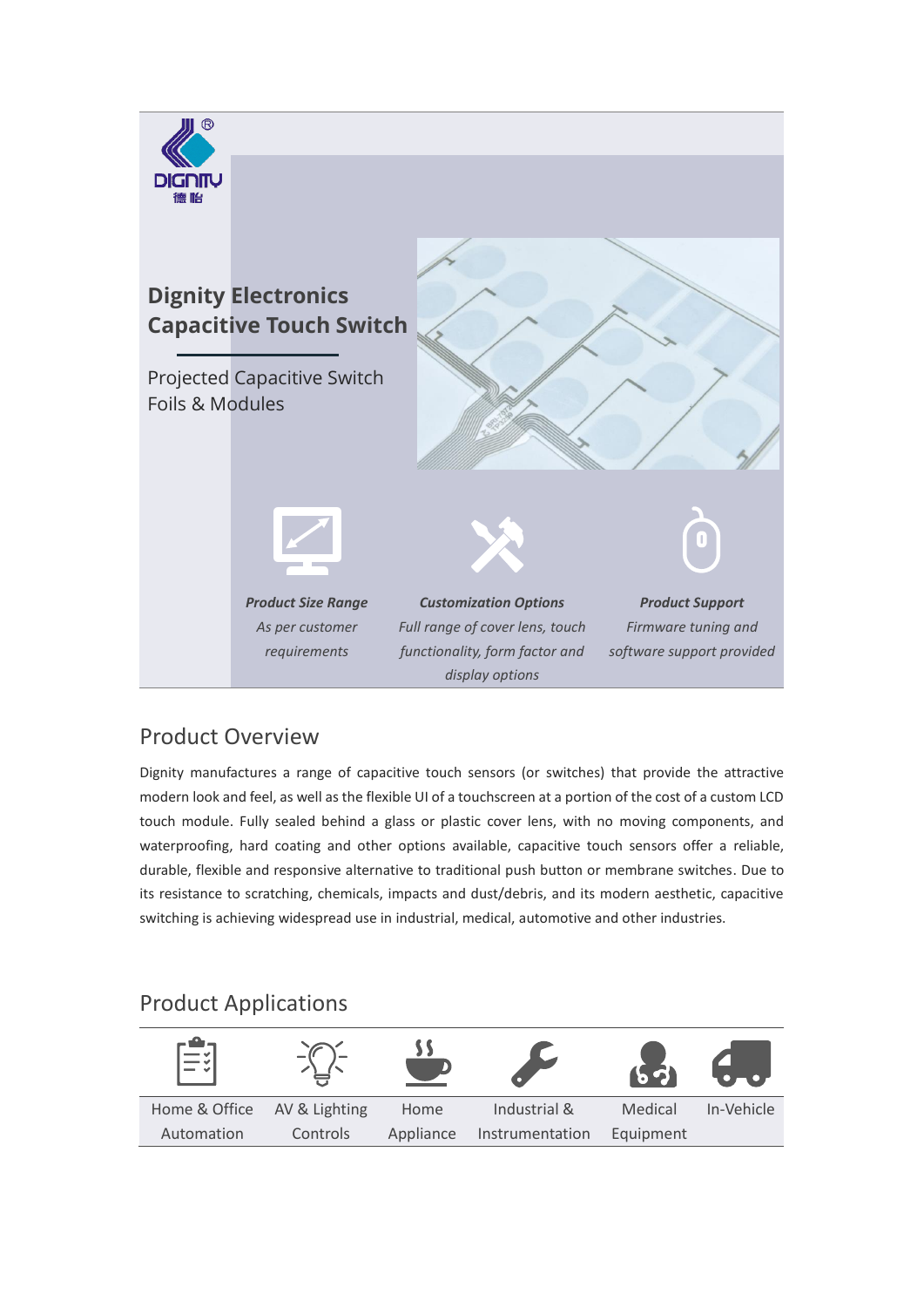# Dignity Electronics Capacitive Touch Switch

Projected Capacitive Switch Foils & Modules

***Product Size Range***
*As per customer requirements*

***Customization Options***
*Full range of cover lens, touch functionality, form factor and display options*

***Product Support***
*Firmware tuning and software support provided*

## Product Overview

Dignity manufactures a range of capacitive touch sensors (or switches) that provide the attractive modern look and feel, as well as the flexible UI of a touchscreen at a portion of the cost of a custom LCD touch module. Fully sealed behind a glass or plastic cover lens, with no moving components, and waterproofing, hard coating and other options available, capacitive touch sensors offer a reliable, durable, flexible and responsive alternative to traditional push button or membrane switches. Due to its resistance to scratching, chemicals, impacts and dust/debris, and its modern aesthetic, capacitive switching is achieving widespread use in industrial, medical, automotive and other industries.

## Product Applications

| Home & Office Automation | AV & Lighting Controls | Home Appliance | Industrial & Instrumentation | Medical Equipment | In-Vehicle |
|---|---|---|---|---|---|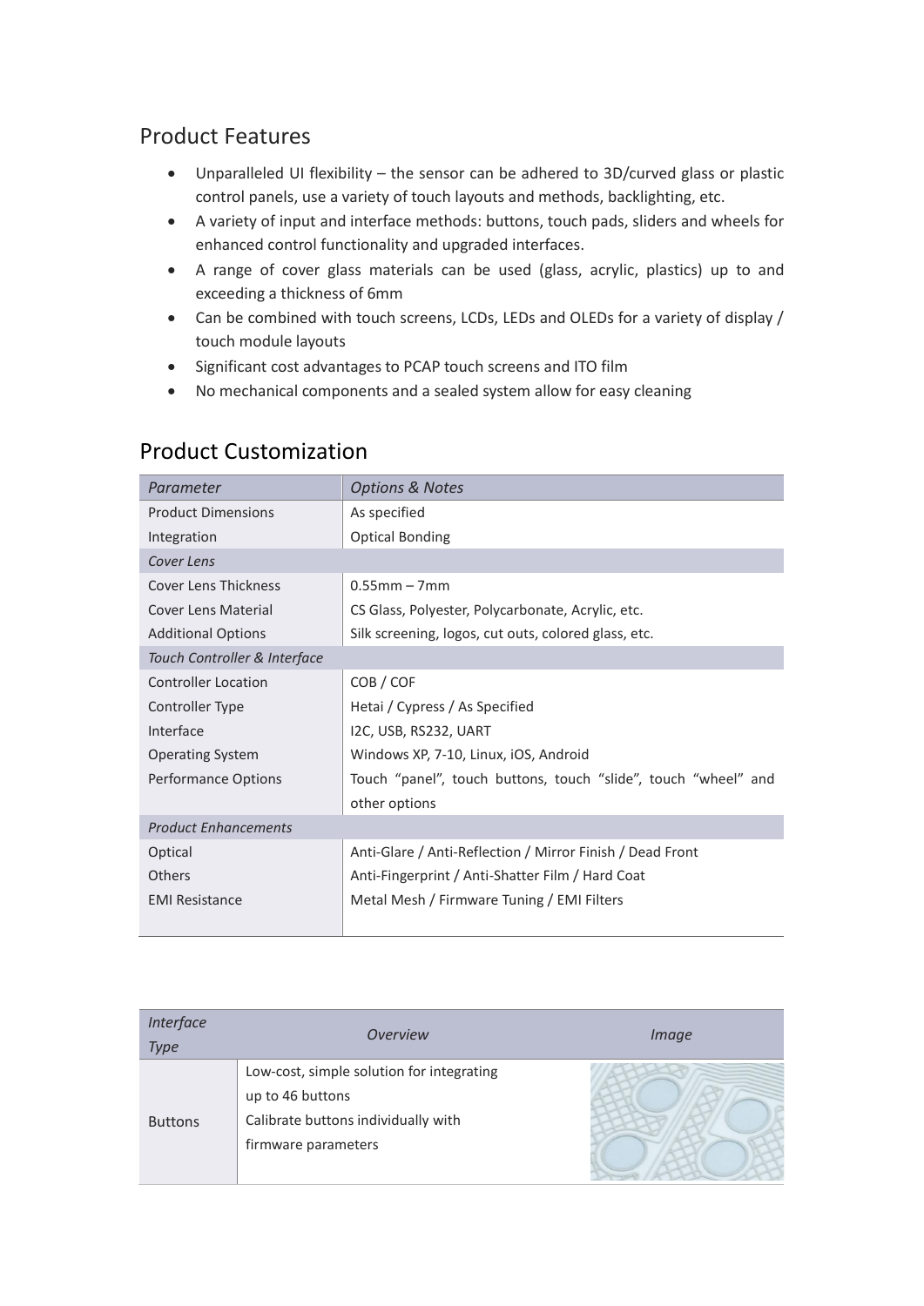## Product Features

- Unparalleled UI flexibility – the sensor can be adhered to 3D/curved glass or plastic control panels, use a variety of touch layouts and methods, backlighting, etc.
- A variety of input and interface methods: buttons, touch pads, sliders and wheels for enhanced control functionality and upgraded interfaces.
- A range of cover glass materials can be used (glass, acrylic, plastics) up to and exceeding a thickness of 6mm
- Can be combined with touch screens, LCDs, LEDs and OLEDs for a variety of display / touch module layouts
- Significant cost advantages to PCAP touch screens and ITO film
- No mechanical components and a sealed system allow for easy cleaning

## Product Customization

| *Parameter* | *Options & Notes* |
|---|---|
| Product Dimensions | As specified |
| Integration | Optical Bonding |
| *Cover Lens* | |
| Cover Lens Thickness | 0.55mm – 7mm |
| Cover Lens Material | CS Glass, Polyester, Polycarbonate, Acrylic, etc. |
| Additional Options | Silk screening, logos, cut outs, colored glass, etc. |
| *Touch Controller & Interface* | |
| Controller Location | COB / COF |
| Controller Type | Hetai / Cypress / As Specified |
| Interface | I2C, USB, RS232, UART |
| Operating System | Windows XP, 7-10, Linux, iOS, Android |
| Performance Options | Touch "panel", touch buttons, touch "slide", touch "wheel" and other options |
| *Product Enhancements* | |
| Optical | Anti-Glare / Anti-Reflection / Mirror Finish / Dead Front |
| Others | Anti-Fingerprint / Anti-Shatter Film / Hard Coat |
| EMI Resistance | Metal Mesh / Firmware Tuning / EMI Filters |

| *Interface Type* | *Overview* | *Image* |
|---|---|---|
| Buttons | Low-cost, simple solution for integrating up to 46 buttons<br>Calibrate buttons individually with firmware parameters | |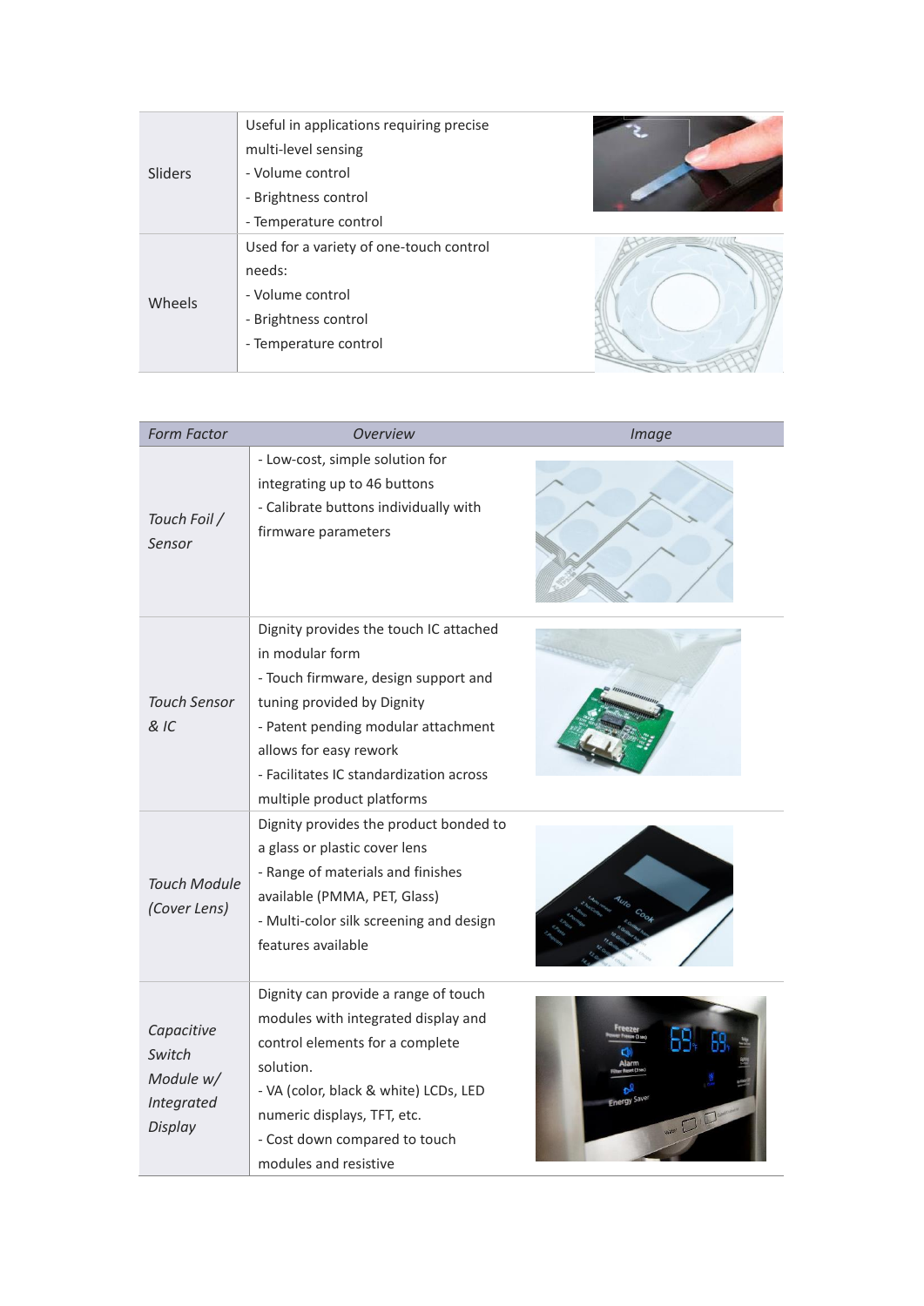| | | |
|---|---|---|
| Sliders | Useful in applications requiring precise multi-level sensing<br>- Volume control<br>- Brightness control<br>- Temperature control | |
| Wheels | Used for a variety of one-touch control needs:<br>- Volume control<br>- Brightness control<br>- Temperature control | |

| *Form Factor* | *Overview* | *Image* |
|---|---|---|
| *Touch Foil / Sensor* | - Low-cost, simple solution for integrating up to 46 buttons<br>- Calibrate buttons individually with firmware parameters | |
| *Touch Sensor & IC* | Dignity provides the touch IC attached in modular form<br>- Touch firmware, design support and tuning provided by Dignity<br>- Patent pending modular attachment allows for easy rework<br>- Facilitates IC standardization across multiple product platforms | |
| *Touch Module (Cover Lens)* | Dignity provides the product bonded to a glass or plastic cover lens<br>- Range of materials and finishes available (PMMA, PET, Glass)<br>- Multi-color silk screening and design features available | |
| *Capacitive Switch Module w/ Integrated Display* | Dignity can provide a range of touch modules with integrated display and control elements for a complete solution.<br>- VA (color, black & white) LCDs, LED numeric displays, TFT, etc.<br>- Cost down compared to touch modules and resistive | |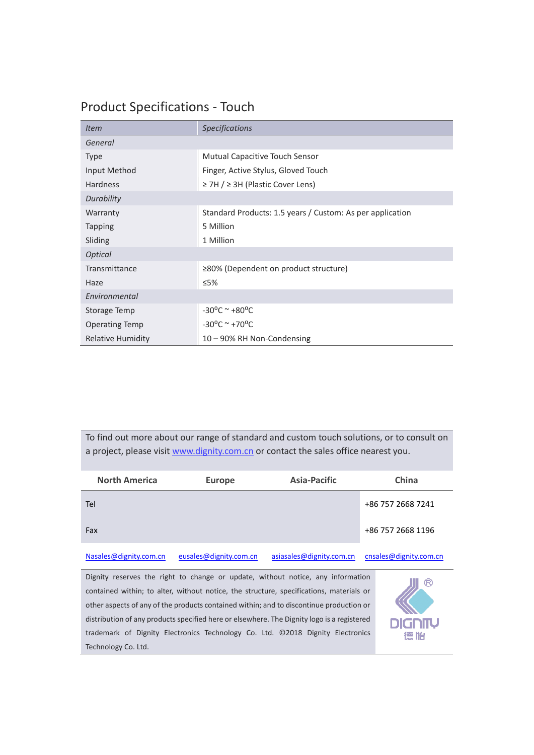## Product Specifications - Touch

| *Item* | *Specifications* |
|---|---|
| *General* | |
| Type | Mutual Capacitive Touch Sensor |
| Input Method | Finger, Active Stylus, Gloved Touch |
| Hardness | ≥ 7H / ≥ 3H (Plastic Cover Lens) |
| *Durability* | |
| Warranty | Standard Products: 1.5 years / Custom: As per application |
| Tapping | 5 Million |
| Sliding | 1 Million |
| *Optical* | |
| Transmittance | ≥80% (Dependent on product structure) |
| Haze | ≤5% |
| *Environmental* | |
| Storage Temp | -30°C ~ +80°C |
| Operating Temp | -30°C ~ +70°C |
| Relative Humidity | 10 – 90% RH Non-Condensing |

To find out more about our range of standard and custom touch solutions, or to consult on a project, please visit www.dignity.com.cn or contact the sales office nearest you.

| | North America | Europe | Asia-Pacific | China |
|---|---|---|---|---|
| Tel | | | | +86 757 2668 7241 |
| Fax | | | | +86 757 2668 1196 |
| | Nasales@dignity.com.cn | eusales@dignity.com.cn | asiasales@dignity.com.cn | cnsales@dignity.com.cn |

Dignity reserves the right to change or update, without notice, any information contained within; to alter, without notice, the structure, specifications, materials or other aspects of any of the products contained within; and to discontinue production or distribution of any products specified here or elsewhere. The Dignity logo is a registered trademark of Dignity Electronics Technology Co. Ltd. ©2018 Dignity Electronics Technology Co. Ltd.

DIGNITY 德怡